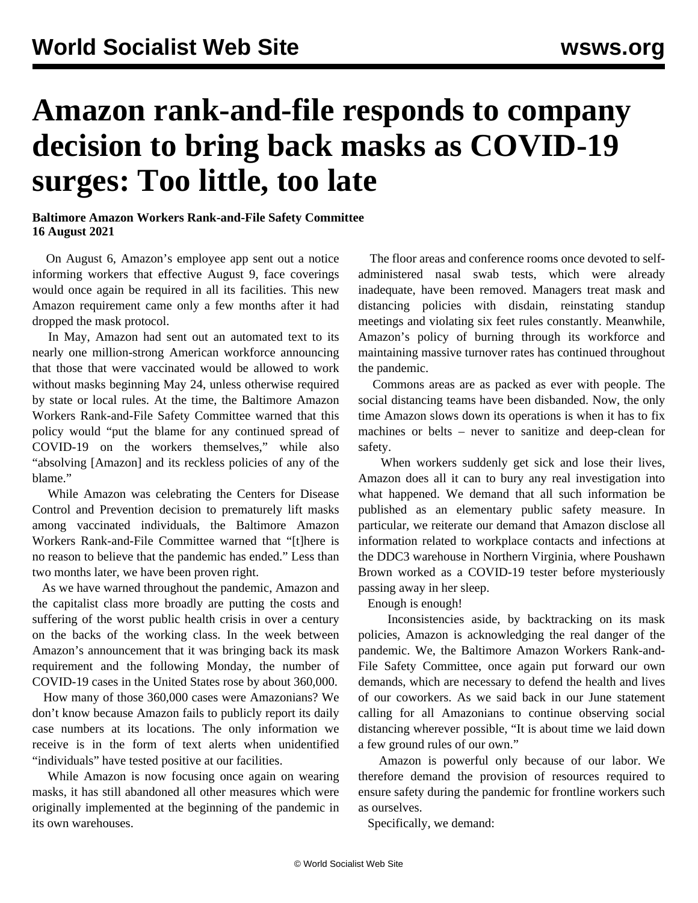# Amazon rank-and-file responds to company decision to bring back masks as COVID-19 surges: Too little, too late

**Baltimore Amazon Workers Rank-and-File Safety Committee**
**16 August 2021**

On August 6, Amazon's employee app sent out a notice informing workers that effective August 9, face coverings would once again be required in all its facilities. This new Amazon requirement came only a few months after it had dropped the mask protocol.

In May, Amazon had sent out an automated text to its nearly one million-strong American workforce announcing that those that were vaccinated would be allowed to work without masks beginning May 24, unless otherwise required by state or local rules. At the time, the Baltimore Amazon Workers Rank-and-File Safety Committee warned that this policy would "put the blame for any continued spread of COVID-19 on the workers themselves," while also "absolving [Amazon] and its reckless policies of any of the blame."

While Amazon was celebrating the Centers for Disease Control and Prevention decision to prematurely lift masks among vaccinated individuals, the Baltimore Amazon Workers Rank-and-File Committee warned that "[t]here is no reason to believe that the pandemic has ended." Less than two months later, we have been proven right.

As we have warned throughout the pandemic, Amazon and the capitalist class more broadly are putting the costs and suffering of the worst public health crisis in over a century on the backs of the working class. In the week between Amazon's announcement that it was bringing back its mask requirement and the following Monday, the number of COVID-19 cases in the United States rose by about 360,000.

How many of those 360,000 cases were Amazonians? We don't know because Amazon fails to publicly report its daily case numbers at its locations. The only information we receive is in the form of text alerts when unidentified "individuals" have tested positive at our facilities.

While Amazon is now focusing once again on wearing masks, it has still abandoned all other measures which were originally implemented at the beginning of the pandemic in its own warehouses.

The floor areas and conference rooms once devoted to self-administered nasal swab tests, which were already inadequate, have been removed. Managers treat mask and distancing policies with disdain, reinstating standup meetings and violating six feet rules constantly. Meanwhile, Amazon's policy of burning through its workforce and maintaining massive turnover rates has continued throughout the pandemic.

Commons areas are as packed as ever with people. The social distancing teams have been disbanded. Now, the only time Amazon slows down its operations is when it has to fix machines or belts – never to sanitize and deep-clean for safety.

When workers suddenly get sick and lose their lives, Amazon does all it can to bury any real investigation into what happened. We demand that all such information be published as an elementary public safety measure. In particular, we reiterate our demand that Amazon disclose all information related to workplace contacts and infections at the DDC3 warehouse in Northern Virginia, where Poushawn Brown worked as a COVID-19 tester before mysteriously passing away in her sleep.

Enough is enough!

Inconsistencies aside, by backtracking on its mask policies, Amazon is acknowledging the real danger of the pandemic. We, the Baltimore Amazon Workers Rank-and-File Safety Committee, once again put forward our own demands, which are necessary to defend the health and lives of our coworkers. As we said back in our June statement calling for all Amazonians to continue observing social distancing wherever possible, "It is about time we laid down a few ground rules of our own."

Amazon is powerful only because of our labor. We therefore demand the provision of resources required to ensure safety during the pandemic for frontline workers such as ourselves.

Specifically, we demand: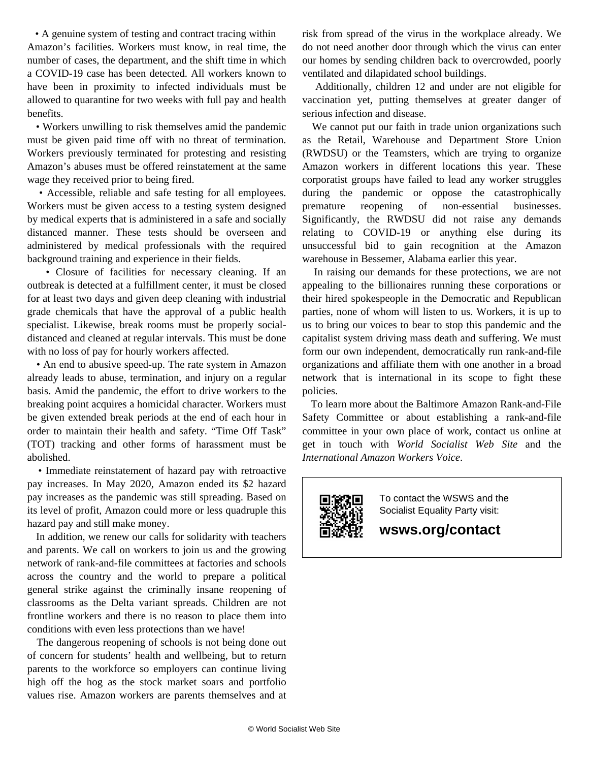• A genuine system of testing and contract tracing within Amazon's facilities. Workers must know, in real time, the number of cases, the department, and the shift time in which a COVID-19 case has been detected. All workers known to have been in proximity to infected individuals must be allowed to quarantine for two weeks with full pay and health benefits.

• Workers unwilling to risk themselves amid the pandemic must be given paid time off with no threat of termination. Workers previously terminated for protesting and resisting Amazon's abuses must be offered reinstatement at the same wage they received prior to being fired.

• Accessible, reliable and safe testing for all employees. Workers must be given access to a testing system designed by medical experts that is administered in a safe and socially distanced manner. These tests should be overseen and administered by medical professionals with the required background training and experience in their fields.

• Closure of facilities for necessary cleaning. If an outbreak is detected at a fulfillment center, it must be closed for at least two days and given deep cleaning with industrial grade chemicals that have the approval of a public health specialist. Likewise, break rooms must be properly social-distanced and cleaned at regular intervals. This must be done with no loss of pay for hourly workers affected.

• An end to abusive speed-up. The rate system in Amazon already leads to abuse, termination, and injury on a regular basis. Amid the pandemic, the effort to drive workers to the breaking point acquires a homicidal character. Workers must be given extended break periods at the end of each hour in order to maintain their health and safety. "Time Off Task" (TOT) tracking and other forms of harassment must be abolished.

• Immediate reinstatement of hazard pay with retroactive pay increases. In May 2020, Amazon ended its $2 hazard pay increases as the pandemic was still spreading. Based on its level of profit, Amazon could more or less quadruple this hazard pay and still make money.

In addition, we renew our calls for solidarity with teachers and parents. We call on workers to join us and the growing network of rank-and-file committees at factories and schools across the country and the world to prepare a political general strike against the criminally insane reopening of classrooms as the Delta variant spreads. Children are not frontline workers and there is no reason to place them into conditions with even less protections than we have!

The dangerous reopening of schools is not being done out of concern for students' health and wellbeing, but to return parents to the workforce so employers can continue living high off the hog as the stock market soars and portfolio values rise. Amazon workers are parents themselves and at risk from spread of the virus in the workplace already. We do not need another door through which the virus can enter our homes by sending children back to overcrowded, poorly ventilated and dilapidated school buildings.

Additionally, children 12 and under are not eligible for vaccination yet, putting themselves at greater danger of serious infection and disease.

We cannot put our faith in trade union organizations such as the Retail, Warehouse and Department Store Union (RWDSU) or the Teamsters, which are trying to organize Amazon workers in different locations this year. These corporatist groups have failed to lead any worker struggles during the pandemic or oppose the catastrophically premature reopening of non-essential businesses. Significantly, the RWDSU did not raise any demands relating to COVID-19 or anything else during its unsuccessful bid to gain recognition at the Amazon warehouse in Bessemer, Alabama earlier this year.

In raising our demands for these protections, we are not appealing to the billionaires running these corporations or their hired spokespeople in the Democratic and Republican parties, none of whom will listen to us. Workers, it is up to us to bring our voices to bear to stop this pandemic and the capitalist system driving mass death and suffering. We must form our own independent, democratically run rank-and-file organizations and affiliate them with one another in a broad network that is international in its scope to fight these policies.

To learn more about the Baltimore Amazon Rank-and-File Safety Committee or about establishing a rank-and-file committee in your own place of work, contact us online at get in touch with *World Socialist Web Site* and the *International Amazon Workers Voice*.

To contact the WSWS and the Socialist Equality Party visit:

**wsws.org/contact**